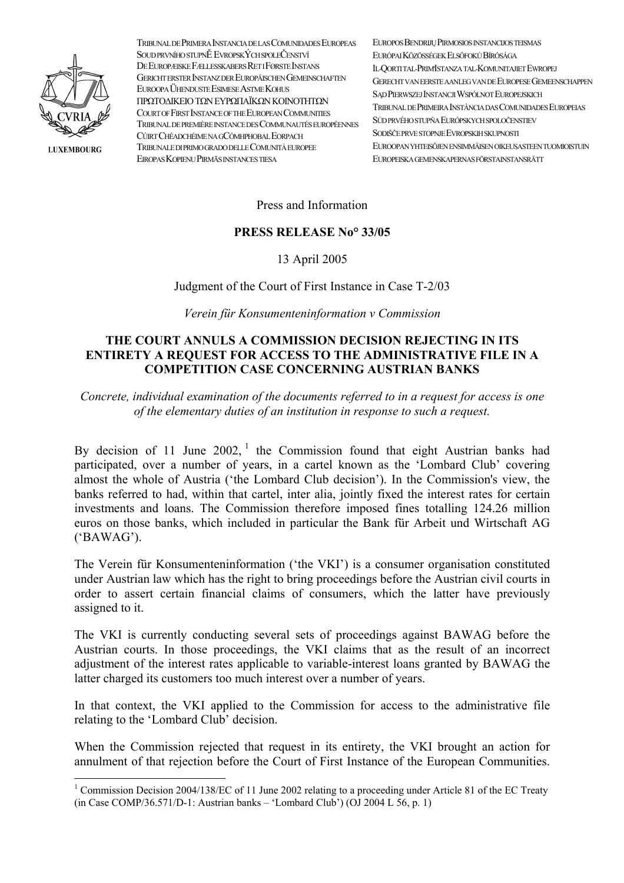TRIBUNAL DE PRIMERA INSTANCIA DE LAS COMUNIDADES EUROPEAS
SOUD PRVNÍHO STUPNĚ EVROPSKÝCH SPOLEČENSTVÍ
DE EUROPÆISKE FÆLLESSKABERS RET I FØRSTE INSTANS
GERICHT ERSTER INSTANZ DER EUROPÄISCHEN GEMEINSCHAFTEN
EUROOPA ÜHENDUSTE ESIMESE ASTME KOHUS
ΠΡΩΤΟΔΙΚΕΙΟ ΤΩΝ ΕΥΡΩΠΑΪΚΩΝ ΚΟΙΝΟΤΗΤΩΝ
COURT OF FIRST INSTANCE OF THE EUROPEAN COMMUNITIES
TRIBUNAL DE PREMIÈRE INSTANCE DES COMMUNAUTÉS EUROPÉENNES
CÚIRT CHÉADCHÉIME NA GCÓMHPHOBAL EORPACH
TRIBUNALE DI PRIMO GRADO DELLE COMUNITÀ EUROPEE
EIROPAS KOPIENU PIRMĀS INSTANCES TIESA
EUROPOS BENDRIJŲ PIRMOSIOS INSTANCIJOS TEISMAS
EURÓPAI KÖZÖSSÉGEK ELSŐFOKÚ BÍRÓSÁGA
IL-QORTI TAL-PRIM'ISTANZA TAL-KOMUNITAJIET EWROPEJ
GERECHT VAN EERSTE AANLEG VAN DE EUROPESE GEMEENSCHAPPEN
SĄD PIERWSZEJ INSTANCJI WSPÓLNOT EUROPEJSKICH
TRIBUNAL DE PRIMEIRA INSTÂNCIA DAS COMUNIDADES EUROPEIAS
SÚD PRVÉHO STUPŇA EURÓPSKYCH SPOLOČENSTIEV
SODIŠČE PRVE STOPNJE EVROPSKIH SKUPNOSTI
EUROOPAN YHTEISÖJEN ENSIMMÄISEN OIKEUSASTEEN TUOMIOISTUIN
EUROPEISKA GEMENSKAPERNAS FÖRSTAINSTANSRÄTT

LUXEMBOURG

Press and Information

**PRESS RELEASE No° 33/05**

13 April 2005

Judgment of the Court of First Instance in Case T-2/03

*Verein für Konsumenteninformation v Commission*

**THE COURT ANNULS A COMMISSION DECISION REJECTING IN ITS ENTIRETY A REQUEST FOR ACCESS TO THE ADMINISTRATIVE FILE IN A COMPETITION CASE CONCERNING AUSTRIAN BANKS**

*Concrete, individual examination of the documents referred to in a request for access is one of the elementary duties of an institution in response to such a request.*

By decision of 11 June 2002, [1] the Commission found that eight Austrian banks had participated, over a number of years, in a cartel known as the 'Lombard Club' covering almost the whole of Austria ('the Lombard Club decision'). In the Commission's view, the banks referred to had, within that cartel, inter alia, jointly fixed the interest rates for certain investments and loans. The Commission therefore imposed fines totalling 124.26 million euros on those banks, which included in particular the Bank für Arbeit und Wirtschaft AG ('BAWAG').

The Verein für Konsumenteninformation ('the VKI') is a consumer organisation constituted under Austrian law which has the right to bring proceedings before the Austrian civil courts in order to assert certain financial claims of consumers, which the latter have previously assigned to it.

The VKI is currently conducting several sets of proceedings against BAWAG before the Austrian courts. In those proceedings, the VKI claims that as the result of an incorrect adjustment of the interest rates applicable to variable-interest loans granted by BAWAG the latter charged its customers too much interest over a number of years.

In that context, the VKI applied to the Commission for access to the administrative file relating to the 'Lombard Club' decision.

When the Commission rejected that request in its entirety, the VKI brought an action for annulment of that rejection before the Court of First Instance of the European Communities.

[1] Commission Decision 2004/138/EC of 11 June 2002 relating to a proceeding under Article 81 of the EC Treaty (in Case COMP/36.571/D-1: Austrian banks – 'Lombard Club') (OJ 2004 L 56, p. 1)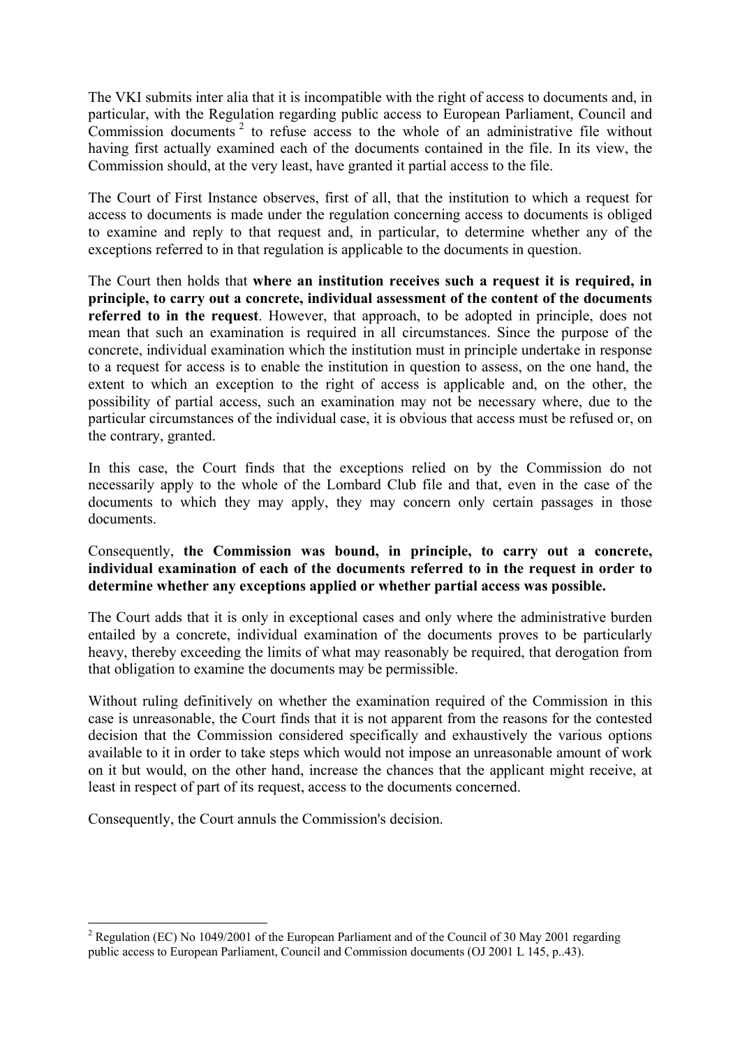The VKI submits inter alia that it is incompatible with the right of access to documents and, in particular, with the Regulation regarding public access to European Parliament, Council and Commission documents [2] to refuse access to the whole of an administrative file without having first actually examined each of the documents contained in the file. In its view, the Commission should, at the very least, have granted it partial access to the file.

The Court of First Instance observes, first of all, that the institution to which a request for access to documents is made under the regulation concerning access to documents is obliged to examine and reply to that request and, in particular, to determine whether any of the exceptions referred to in that regulation is applicable to the documents in question.

The Court then holds that **where an institution receives such a request it is required, in principle, to carry out a concrete, individual assessment of the content of the documents referred to in the request**. However, that approach, to be adopted in principle, does not mean that such an examination is required in all circumstances. Since the purpose of the concrete, individual examination which the institution must in principle undertake in response to a request for access is to enable the institution in question to assess, on the one hand, the extent to which an exception to the right of access is applicable and, on the other, the possibility of partial access, such an examination may not be necessary where, due to the particular circumstances of the individual case, it is obvious that access must be refused or, on the contrary, granted.

In this case, the Court finds that the exceptions relied on by the Commission do not necessarily apply to the whole of the Lombard Club file and that, even in the case of the documents to which they may apply, they may concern only certain passages in those documents.

Consequently, **the Commission was bound, in principle, to carry out a concrete, individual examination of each of the documents referred to in the request in order to determine whether any exceptions applied or whether partial access was possible.**

The Court adds that it is only in exceptional cases and only where the administrative burden entailed by a concrete, individual examination of the documents proves to be particularly heavy, thereby exceeding the limits of what may reasonably be required, that derogation from that obligation to examine the documents may be permissible.

Without ruling definitively on whether the examination required of the Commission in this case is unreasonable, the Court finds that it is not apparent from the reasons for the contested decision that the Commission considered specifically and exhaustively the various options available to it in order to take steps which would not impose an unreasonable amount of work on it but would, on the other hand, increase the chances that the applicant might receive, at least in respect of part of its request, access to the documents concerned.

Consequently, the Court annuls the Commission's decision.

[2] Regulation (EC) No 1049/2001 of the European Parliament and of the Council of 30 May 2001 regarding public access to European Parliament, Council and Commission documents (OJ 2001 L 145, p..43).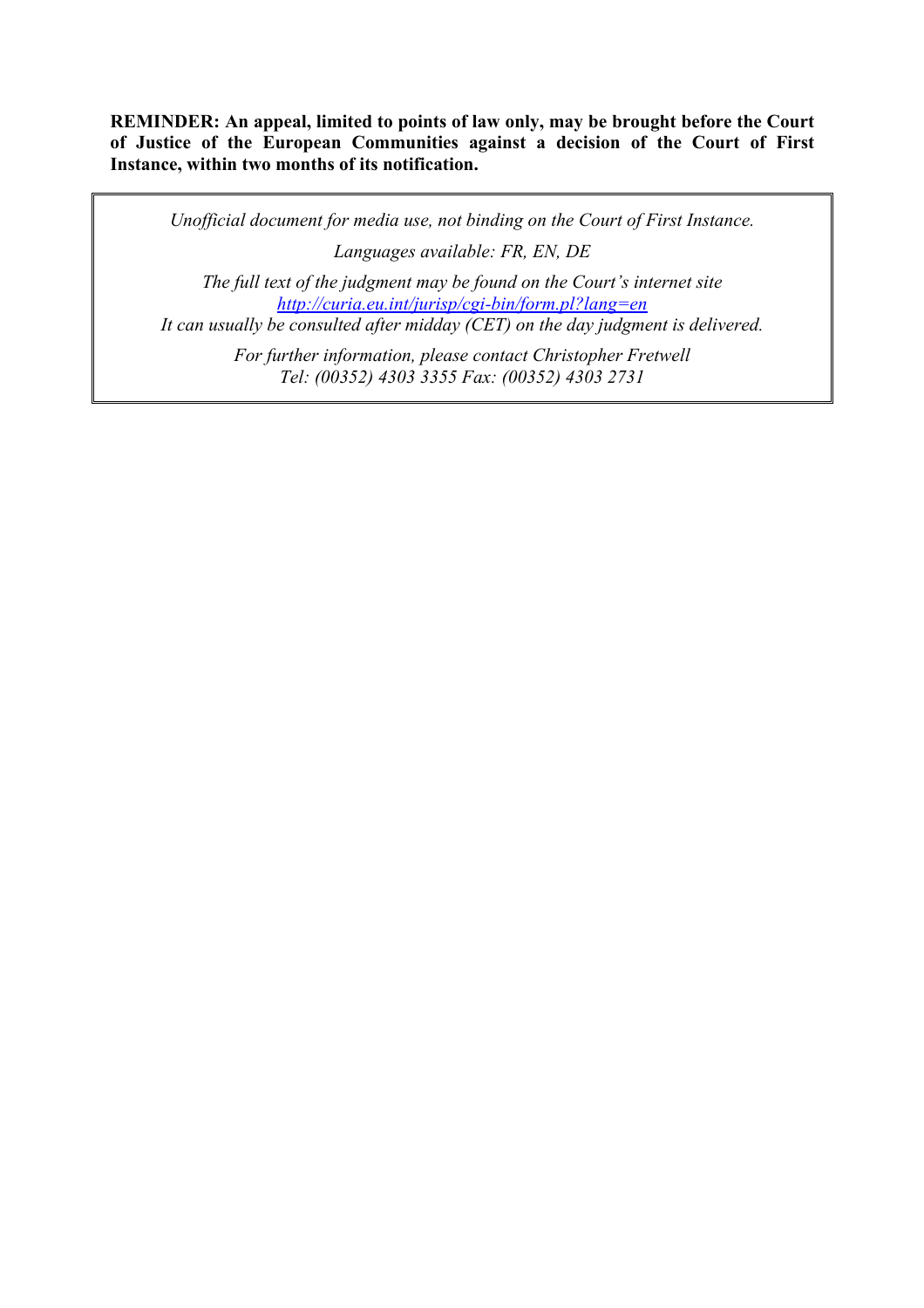**REMINDER: An appeal, limited to points of law only, may be brought before the Court of Justice of the European Communities against a decision of the Court of First Instance, within two months of its notification.**

*Unofficial document for media use, not binding on the Court of First Instance.*

*Languages available: FR, EN, DE*

*The full text of the judgment may be found on the Court's internet site*
*http://curia.eu.int/jurisp/cgi-bin/form.pl?lang=en*
*It can usually be consulted after midday (CET) on the day judgment is delivered.*

*For further information, please contact Christopher Fretwell*
*Tel: (00352) 4303 3355 Fax: (00352) 4303 2731*